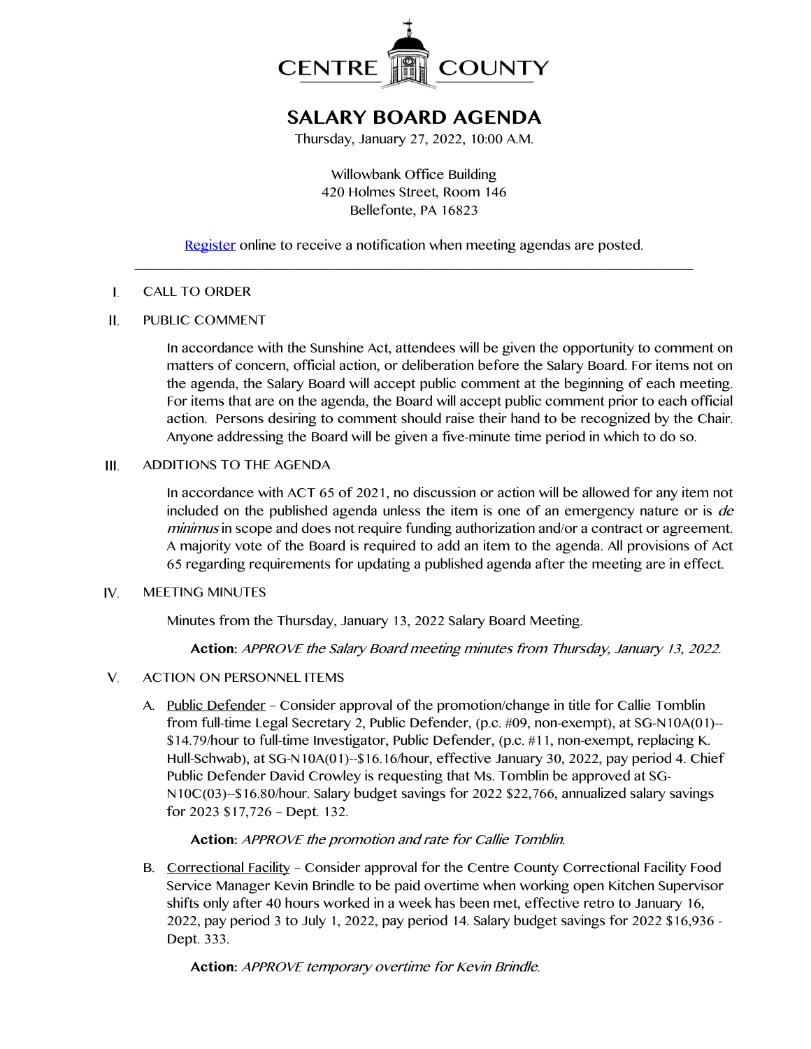CENTRE COUNTY

# SALARY BOARD AGENDA

Thursday, January 27, 2022, 10:00 A.M.

Willowbank Office Building
420 Holmes Street, Room 146
Bellefonte, PA 16823

Register online to receive a notification when meeting agendas are posted.

---

I. CALL TO ORDER

II. PUBLIC COMMENT

In accordance with the Sunshine Act, attendees will be given the opportunity to comment on matters of concern, official action, or deliberation before the Salary Board. For items not on the agenda, the Salary Board will accept public comment at the beginning of each meeting. For items that are on the agenda, the Board will accept public comment prior to each official action. Persons desiring to comment should raise their hand to be recognized by the Chair. Anyone addressing the Board will be given a five-minute time period in which to do so.

III. ADDITIONS TO THE AGENDA

In accordance with ACT 65 of 2021, no discussion or action will be allowed for any item not included on the published agenda unless the item is one of an emergency nature or is *de minimus* in scope and does not require funding authorization and/or a contract or agreement. A majority vote of the Board is required to add an item to the agenda. All provisions of Act 65 regarding requirements for updating a published agenda after the meeting are in effect.

IV. MEETING MINUTES

Minutes from the Thursday, January 13, 2022 Salary Board Meeting.

**Action:** *APPROVE the Salary Board meeting minutes from Thursday, January 13, 2022.*

V. ACTION ON PERSONNEL ITEMS

A. Public Defender – Consider approval of the promotion/change in title for Callie Tomblin from full-time Legal Secretary 2, Public Defender, (p.c. #09, non-exempt), at SG-N10A(01)--$14.79/hour to full-time Investigator, Public Defender, (p.c. #11, non-exempt, replacing K. Hull-Schwab), at SG-N10A(01)--$16.16/hour, effective January 30, 2022, pay period 4. Chief Public Defender David Crowley is requesting that Ms. Tomblin be approved at SG-N10C(03)--$16.80/hour. Salary budget savings for 2022 $22,766, annualized salary savings for 2023 $17,726 – Dept. 132.

**Action:** *APPROVE the promotion and rate for Callie Tomblin.*

B. Correctional Facility – Consider approval for the Centre County Correctional Facility Food Service Manager Kevin Brindle to be paid overtime when working open Kitchen Supervisor shifts only after 40 hours worked in a week has been met, effective retro to January 16, 2022, pay period 3 to July 1, 2022, pay period 14. Salary budget savings for 2022 $16,936 - Dept. 333.

**Action:** *APPROVE temporary overtime for Kevin Brindle.*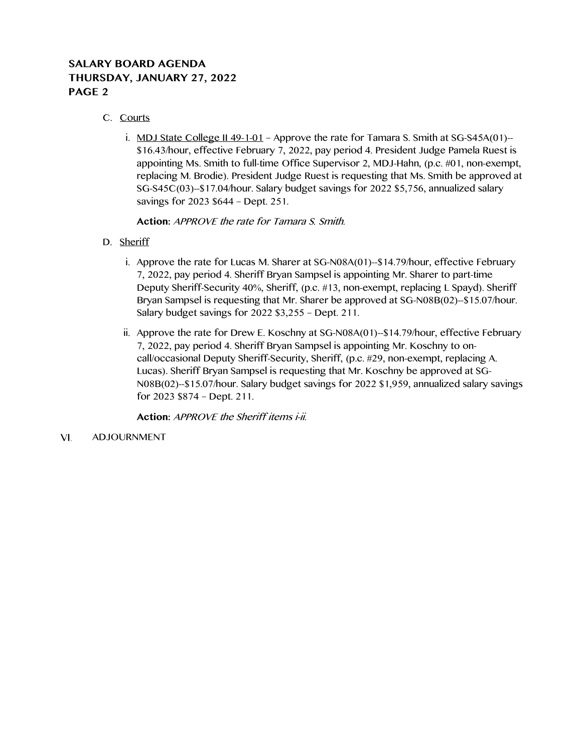C. Courts

   i. MDJ State College II 49-1-01 – Approve the rate for Tamara S. Smith at SG-S45A(01)--$16.43/hour, effective February 7, 2022, pay period 4. President Judge Pamela Ruest is appointing Ms. Smith to full-time Office Supervisor 2, MDJ-Hahn, (p.c. #01, non-exempt, replacing M. Brodie). President Judge Ruest is requesting that Ms. Smith be approved at SG-S45C(03)--$17.04/hour. Salary budget savings for 2022 $5,756, annualized salary savings for 2023 $644 – Dept. 251.

   **Action:** *APPROVE the rate for Tamara S. Smith.*

D. Sheriff

   i. Approve the rate for Lucas M. Sharer at SG-N08A(01)--$14.79/hour, effective February 7, 2022, pay period 4. Sheriff Bryan Sampsel is appointing Mr. Sharer to part-time Deputy Sheriff-Security 40%, Sheriff, (p.c. #13, non-exempt, replacing L Spayd). Sheriff Bryan Sampsel is requesting that Mr. Sharer be approved at SG-N08B(02)--$15.07/hour. Salary budget savings for 2022 $3,255 – Dept. 211.

   ii. Approve the rate for Drew E. Koschny at SG-N08A(01)--$14.79/hour, effective February 7, 2022, pay period 4. Sheriff Bryan Sampsel is appointing Mr. Koschny to on-call/occasional Deputy Sheriff-Security, Sheriff, (p.c. #29, non-exempt, replacing A. Lucas). Sheriff Bryan Sampsel is requesting that Mr. Koschny be approved at SG-N08B(02)--$15.07/hour. Salary budget savings for 2022 $1,959, annualized salary savings for 2023 $874 – Dept. 211.

   **Action:** *APPROVE the Sheriff items i-ii.*

VI. ADJOURNMENT